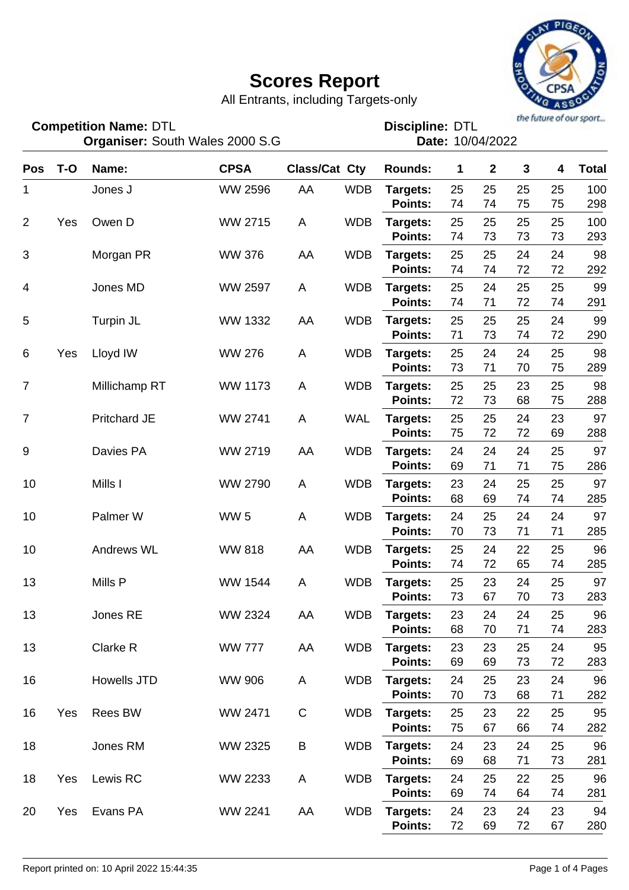# Scores Report

All Entrants, including Targets-only

**Competition Name:** DTL
**Organiser:** South Wales 2000 S.G

**Discipline:** DTL
**Date:** 10/04/2022

| Pos | T-O | Name: | CPSA | Class/Cat | Cty | Rounds: | 1 | 2 | 3 | 4 | Total |
|---|---|---|---|---|---|---|---|---|---|---|---|
| 1 | | Jones J | WW 2596 | AA | WDB | **Targets:** | 25 | 25 | 25 | 25 | 100 |
| | | | | | | **Points:** | 74 | 74 | 75 | 75 | 298 |
| 2 | Yes | Owen D | WW 2715 | A | WDB | **Targets:** | 25 | 25 | 25 | 25 | 100 |
| | | | | | | **Points:** | 74 | 73 | 73 | 73 | 293 |
| 3 | | Morgan PR | WW 376 | AA | WDB | **Targets:** | 25 | 25 | 24 | 24 | 98 |
| | | | | | | **Points:** | 74 | 74 | 72 | 72 | 292 |
| 4 | | Jones MD | WW 2597 | A | WDB | **Targets:** | 25 | 24 | 25 | 25 | 99 |
| | | | | | | **Points:** | 74 | 71 | 72 | 74 | 291 |
| 5 | | Turpin JL | WW 1332 | AA | WDB | **Targets:** | 25 | 25 | 25 | 24 | 99 |
| | | | | | | **Points:** | 71 | 73 | 74 | 72 | 290 |
| 6 | Yes | Lloyd IW | WW 276 | A | WDB | **Targets:** | 25 | 24 | 24 | 25 | 98 |
| | | | | | | **Points:** | 73 | 71 | 70 | 75 | 289 |
| 7 | | Millichamp RT | WW 1173 | A | WDB | **Targets:** | 25 | 25 | 23 | 25 | 98 |
| | | | | | | **Points:** | 72 | 73 | 68 | 75 | 288 |
| 7 | | Pritchard JE | WW 2741 | A | WAL | **Targets:** | 25 | 25 | 24 | 23 | 97 |
| | | | | | | **Points:** | 75 | 72 | 72 | 69 | 288 |
| 9 | | Davies PA | WW 2719 | AA | WDB | **Targets:** | 24 | 24 | 24 | 25 | 97 |
| | | | | | | **Points:** | 69 | 71 | 71 | 75 | 286 |
| 10 | | Mills I | WW 2790 | A | WDB | **Targets:** | 23 | 24 | 25 | 25 | 97 |
| | | | | | | **Points:** | 68 | 69 | 74 | 74 | 285 |
| 10 | | Palmer W | WW 5 | A | WDB | **Targets:** | 24 | 25 | 24 | 24 | 97 |
| | | | | | | **Points:** | 70 | 73 | 71 | 71 | 285 |
| 10 | | Andrews WL | WW 818 | AA | WDB | **Targets:** | 25 | 24 | 22 | 25 | 96 |
| | | | | | | **Points:** | 74 | 72 | 65 | 74 | 285 |
| 13 | | Mills P | WW 1544 | A | WDB | **Targets:** | 25 | 23 | 24 | 25 | 97 |
| | | | | | | **Points:** | 73 | 67 | 70 | 73 | 283 |
| 13 | | Jones RE | WW 2324 | AA | WDB | **Targets:** | 23 | 24 | 24 | 25 | 96 |
| | | | | | | **Points:** | 68 | 70 | 71 | 74 | 283 |
| 13 | | Clarke R | WW 777 | AA | WDB | **Targets:** | 23 | 23 | 25 | 24 | 95 |
| | | | | | | **Points:** | 69 | 69 | 73 | 72 | 283 |
| 16 | | Howells JTD | WW 906 | A | WDB | **Targets:** | 24 | 25 | 23 | 24 | 96 |
| | | | | | | **Points:** | 70 | 73 | 68 | 71 | 282 |
| 16 | Yes | Rees BW | WW 2471 | C | WDB | **Targets:** | 25 | 23 | 22 | 25 | 95 |
| | | | | | | **Points:** | 75 | 67 | 66 | 74 | 282 |
| 18 | | Jones RM | WW 2325 | B | WDB | **Targets:** | 24 | 23 | 24 | 25 | 96 |
| | | | | | | **Points:** | 69 | 68 | 71 | 73 | 281 |
| 18 | Yes | Lewis RC | WW 2233 | A | WDB | **Targets:** | 24 | 25 | 22 | 25 | 96 |
| | | | | | | **Points:** | 69 | 74 | 64 | 74 | 281 |
| 20 | Yes | Evans PA | WW 2241 | AA | WDB | **Targets:** | 24 | 23 | 24 | 23 | 94 |
| | | | | | | **Points:** | 72 | 69 | 72 | 67 | 280 |

Report printed on: 10 April 2022 15:44:35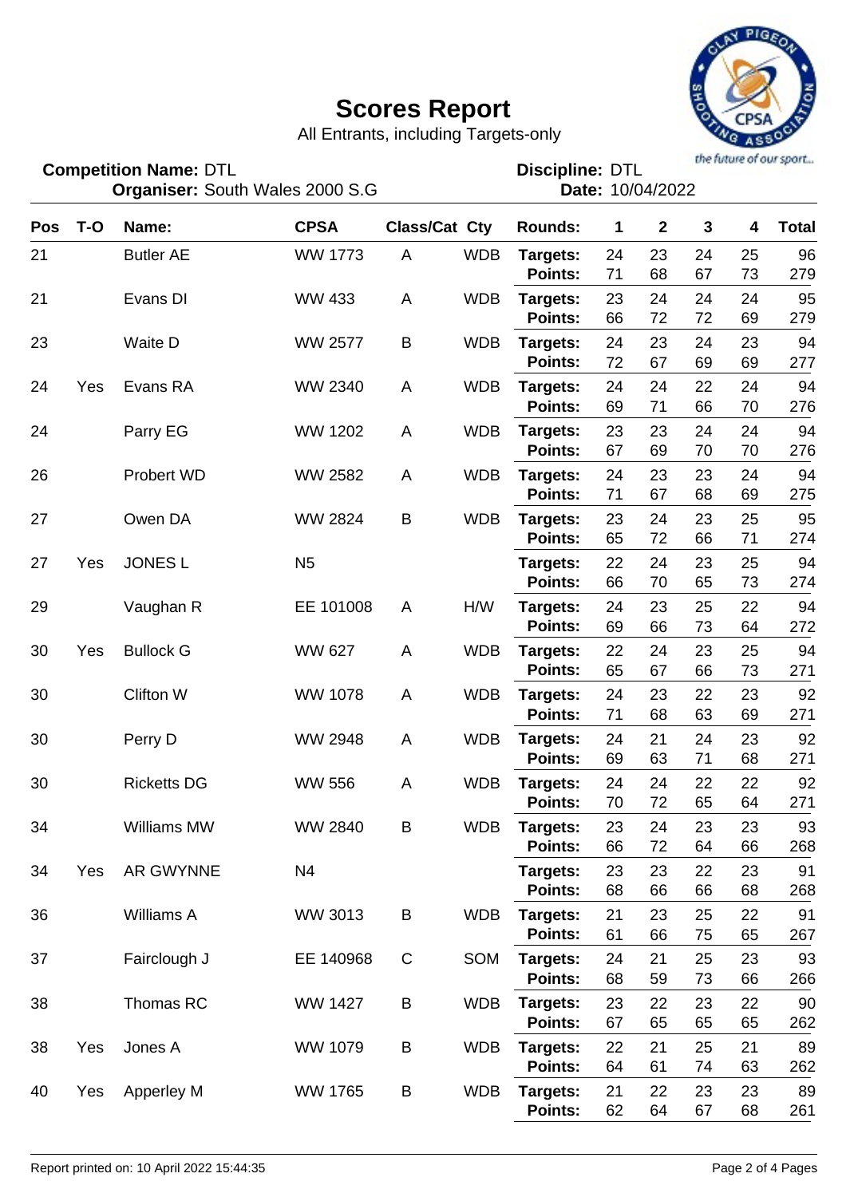# Scores Report

All Entrants, including Targets-only

**Competition Name:** DTL
**Organiser:** South Wales 2000 S.G

**Discipline:** DTL
**Date:** 10/04/2022

| Pos | T-O | Name: | CPSA | Class/Cat | Cty | Rounds: | 1 | 2 | 3 | 4 | Total |
|---|---|---|---|---|---|---|---|---|---|---|---|
| 21 | | Butler AE | WW 1773 | A | WDB | **Targets:** | 24 | 23 | 24 | 25 | 96 |
| | | | | | | **Points:** | 71 | 68 | 67 | 73 | 279 |
| 21 | | Evans DI | WW 433 | A | WDB | **Targets:** | 23 | 24 | 24 | 24 | 95 |
| | | | | | | **Points:** | 66 | 72 | 72 | 69 | 279 |
| 23 | | Waite D | WW 2577 | B | WDB | **Targets:** | 24 | 23 | 24 | 23 | 94 |
| | | | | | | **Points:** | 72 | 67 | 69 | 69 | 277 |
| 24 | Yes | Evans RA | WW 2340 | A | WDB | **Targets:** | 24 | 24 | 22 | 24 | 94 |
| | | | | | | **Points:** | 69 | 71 | 66 | 70 | 276 |
| 24 | | Parry EG | WW 1202 | A | WDB | **Targets:** | 23 | 23 | 24 | 24 | 94 |
| | | | | | | **Points:** | 67 | 69 | 70 | 70 | 276 |
| 26 | | Probert WD | WW 2582 | A | WDB | **Targets:** | 24 | 23 | 23 | 24 | 94 |
| | | | | | | **Points:** | 71 | 67 | 68 | 69 | 275 |
| 27 | | Owen DA | WW 2824 | B | WDB | **Targets:** | 23 | 24 | 23 | 25 | 95 |
| | | | | | | **Points:** | 65 | 72 | 66 | 71 | 274 |
| 27 | Yes | JONES L | N5 | | | **Targets:** | 22 | 24 | 23 | 25 | 94 |
| | | | | | | **Points:** | 66 | 70 | 65 | 73 | 274 |
| 29 | | Vaughan R | EE 101008 | A | H/W | **Targets:** | 24 | 23 | 25 | 22 | 94 |
| | | | | | | **Points:** | 69 | 66 | 73 | 64 | 272 |
| 30 | Yes | Bullock G | WW 627 | A | WDB | **Targets:** | 22 | 24 | 23 | 25 | 94 |
| | | | | | | **Points:** | 65 | 67 | 66 | 73 | 271 |
| 30 | | Clifton W | WW 1078 | A | WDB | **Targets:** | 24 | 23 | 22 | 23 | 92 |
| | | | | | | **Points:** | 71 | 68 | 63 | 69 | 271 |
| 30 | | Perry D | WW 2948 | A | WDB | **Targets:** | 24 | 21 | 24 | 23 | 92 |
| | | | | | | **Points:** | 69 | 63 | 71 | 68 | 271 |
| 30 | | Ricketts DG | WW 556 | A | WDB | **Targets:** | 24 | 24 | 22 | 22 | 92 |
| | | | | | | **Points:** | 70 | 72 | 65 | 64 | 271 |
| 34 | | Williams MW | WW 2840 | B | WDB | **Targets:** | 23 | 24 | 23 | 23 | 93 |
| | | | | | | **Points:** | 66 | 72 | 64 | 66 | 268 |
| 34 | Yes | AR GWYNNE | N4 | | | **Targets:** | 23 | 23 | 22 | 23 | 91 |
| | | | | | | **Points:** | 68 | 66 | 66 | 68 | 268 |
| 36 | | Williams A | WW 3013 | B | WDB | **Targets:** | 21 | 23 | 25 | 22 | 91 |
| | | | | | | **Points:** | 61 | 66 | 75 | 65 | 267 |
| 37 | | Fairclough J | EE 140968 | C | SOM | **Targets:** | 24 | 21 | 25 | 23 | 93 |
| | | | | | | **Points:** | 68 | 59 | 73 | 66 | 266 |
| 38 | | Thomas RC | WW 1427 | B | WDB | **Targets:** | 23 | 22 | 23 | 22 | 90 |
| | | | | | | **Points:** | 67 | 65 | 65 | 65 | 262 |
| 38 | Yes | Jones A | WW 1079 | B | WDB | **Targets:** | 22 | 21 | 25 | 21 | 89 |
| | | | | | | **Points:** | 64 | 61 | 74 | 63 | 262 |
| 40 | Yes | Apperley M | WW 1765 | B | WDB | **Targets:** | 21 | 22 | 23 | 23 | 89 |
| | | | | | | **Points:** | 62 | 64 | 67 | 68 | 261 |

Report printed on: 10 April 2022 15:44:35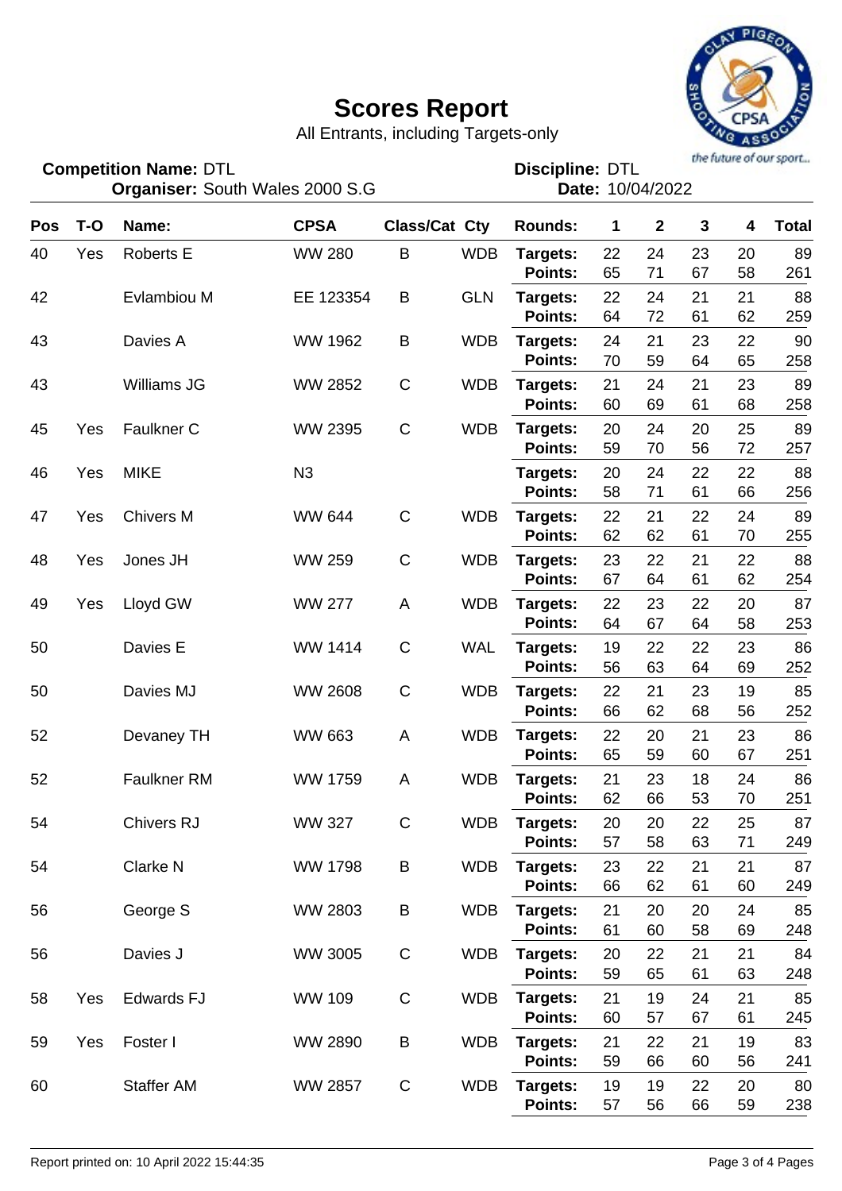# Scores Report

All Entrants, including Targets-only

**Competition Name:** DTL
**Organiser:** South Wales 2000 S.G

**Discipline:** DTL
**Date:** 10/04/2022

| Pos | T-O | Name: | CPSA | Class/Cat | Cty | Rounds: | 1 | 2 | 3 | 4 | Total |
|---|---|---|---|---|---|---|---|---|---|---|---|
| 40 | Yes | Roberts E | WW 280 | B | WDB | **Targets:** | 22 | 24 | 23 | 20 | 89 |
| | | | | | | **Points:** | 65 | 71 | 67 | 58 | 261 |
| 42 | | Evlambiou M | EE 123354 | B | GLN | **Targets:** | 22 | 24 | 21 | 21 | 88 |
| | | | | | | **Points:** | 64 | 72 | 61 | 62 | 259 |
| 43 | | Davies A | WW 1962 | B | WDB | **Targets:** | 24 | 21 | 23 | 22 | 90 |
| | | | | | | **Points:** | 70 | 59 | 64 | 65 | 258 |
| 43 | | Williams JG | WW 2852 | C | WDB | **Targets:** | 21 | 24 | 21 | 23 | 89 |
| | | | | | | **Points:** | 60 | 69 | 61 | 68 | 258 |
| 45 | Yes | Faulkner C | WW 2395 | C | WDB | **Targets:** | 20 | 24 | 20 | 25 | 89 |
| | | | | | | **Points:** | 59 | 70 | 56 | 72 | 257 |
| 46 | Yes | MIKE | N3 | | | **Targets:** | 20 | 24 | 22 | 22 | 88 |
| | | | | | | **Points:** | 58 | 71 | 61 | 66 | 256 |
| 47 | Yes | Chivers M | WW 644 | C | WDB | **Targets:** | 22 | 21 | 22 | 24 | 89 |
| | | | | | | **Points:** | 62 | 62 | 61 | 70 | 255 |
| 48 | Yes | Jones JH | WW 259 | C | WDB | **Targets:** | 23 | 22 | 21 | 22 | 88 |
| | | | | | | **Points:** | 67 | 64 | 61 | 62 | 254 |
| 49 | Yes | Lloyd GW | WW 277 | A | WDB | **Targets:** | 22 | 23 | 22 | 20 | 87 |
| | | | | | | **Points:** | 64 | 67 | 64 | 58 | 253 |
| 50 | | Davies E | WW 1414 | C | WAL | **Targets:** | 19 | 22 | 22 | 23 | 86 |
| | | | | | | **Points:** | 56 | 63 | 64 | 69 | 252 |
| 50 | | Davies MJ | WW 2608 | C | WDB | **Targets:** | 22 | 21 | 23 | 19 | 85 |
| | | | | | | **Points:** | 66 | 62 | 68 | 56 | 252 |
| 52 | | Devaney TH | WW 663 | A | WDB | **Targets:** | 22 | 20 | 21 | 23 | 86 |
| | | | | | | **Points:** | 65 | 59 | 60 | 67 | 251 |
| 52 | | Faulkner RM | WW 1759 | A | WDB | **Targets:** | 21 | 23 | 18 | 24 | 86 |
| | | | | | | **Points:** | 62 | 66 | 53 | 70 | 251 |
| 54 | | Chivers RJ | WW 327 | C | WDB | **Targets:** | 20 | 20 | 22 | 25 | 87 |
| | | | | | | **Points:** | 57 | 58 | 63 | 71 | 249 |
| 54 | | Clarke N | WW 1798 | B | WDB | **Targets:** | 23 | 22 | 21 | 21 | 87 |
| | | | | | | **Points:** | 66 | 62 | 61 | 60 | 249 |
| 56 | | George S | WW 2803 | B | WDB | **Targets:** | 21 | 20 | 20 | 24 | 85 |
| | | | | | | **Points:** | 61 | 60 | 58 | 69 | 248 |
| 56 | | Davies J | WW 3005 | C | WDB | **Targets:** | 20 | 22 | 21 | 21 | 84 |
| | | | | | | **Points:** | 59 | 65 | 61 | 63 | 248 |
| 58 | Yes | Edwards FJ | WW 109 | C | WDB | **Targets:** | 21 | 19 | 24 | 21 | 85 |
| | | | | | | **Points:** | 60 | 57 | 67 | 61 | 245 |
| 59 | Yes | Foster I | WW 2890 | B | WDB | **Targets:** | 21 | 22 | 21 | 19 | 83 |
| | | | | | | **Points:** | 59 | 66 | 60 | 56 | 241 |
| 60 | | Staffer AM | WW 2857 | C | WDB | **Targets:** | 19 | 19 | 22 | 20 | 80 |
| | | | | | | **Points:** | 57 | 56 | 66 | 59 | 238 |

Report printed on: 10 April 2022 15:44:35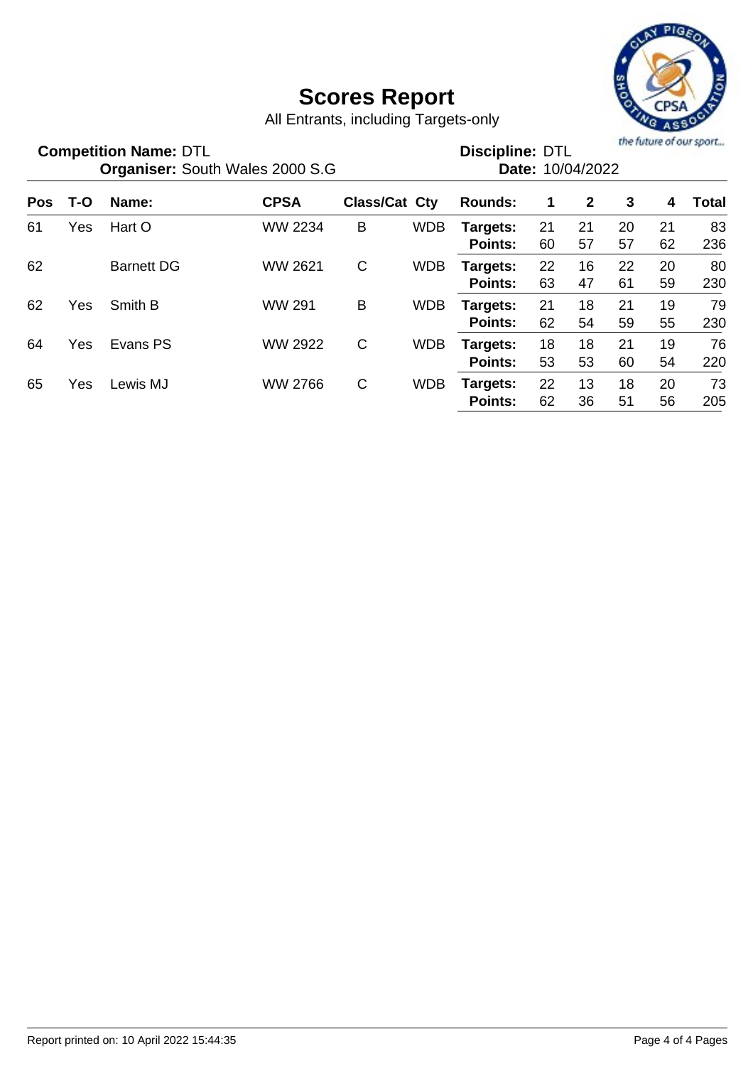# Scores Report

All Entrants, including Targets-only

**Competition Name:** DTL
**Organiser:** South Wales 2000 S.G
**Discipline:** DTL
**Date:** 10/04/2022

| Pos | T-O | Name: | CPSA | Class/Cat | Cty | Rounds: | 1 | 2 | 3 | 4 | Total |
|---|---|---|---|---|---|---|---|---|---|---|---|
| 61 | Yes | Hart O | WW 2234 | B | WDB | **Targets:** | 21 | 21 | 20 | 21 | 83 |
| | | | | | | **Points:** | 60 | 57 | 57 | 62 | 236 |
| 62 | | Barnett DG | WW 2621 | C | WDB | **Targets:** | 22 | 16 | 22 | 20 | 80 |
| | | | | | | **Points:** | 63 | 47 | 61 | 59 | 230 |
| 62 | Yes | Smith B | WW 291 | B | WDB | **Targets:** | 21 | 18 | 21 | 19 | 79 |
| | | | | | | **Points:** | 62 | 54 | 59 | 55 | 230 |
| 64 | Yes | Evans PS | WW 2922 | C | WDB | **Targets:** | 18 | 18 | 21 | 19 | 76 |
| | | | | | | **Points:** | 53 | 53 | 60 | 54 | 220 |
| 65 | Yes | Lewis MJ | WW 2766 | C | WDB | **Targets:** | 22 | 13 | 18 | 20 | 73 |
| | | | | | | **Points:** | 62 | 36 | 51 | 56 | 205 |

Report printed on: 10 April 2022 15:44:35